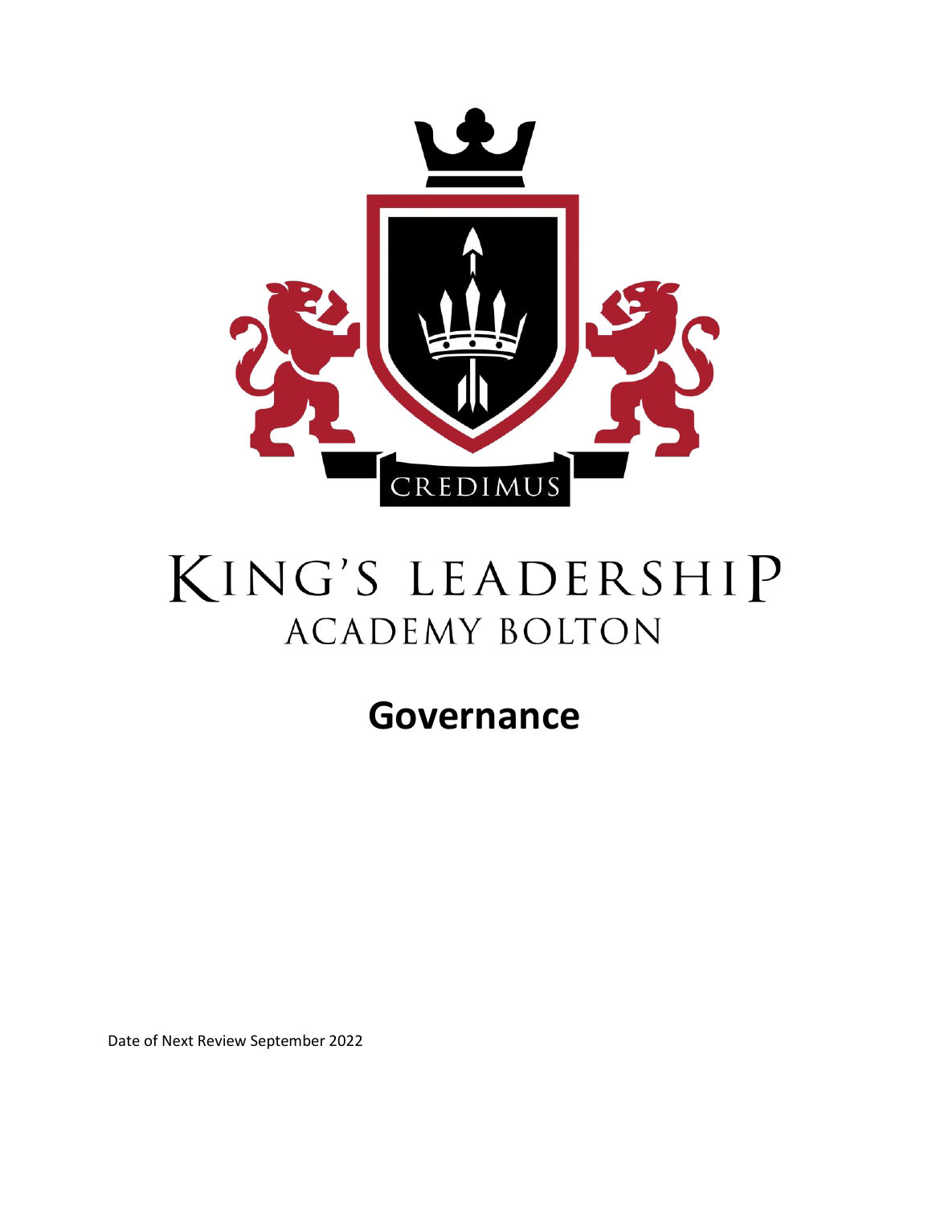CREDIMUS

# KING'S LEADERSHIP ACADEMY BOLTON

# Governance

Date of Next Review September 2022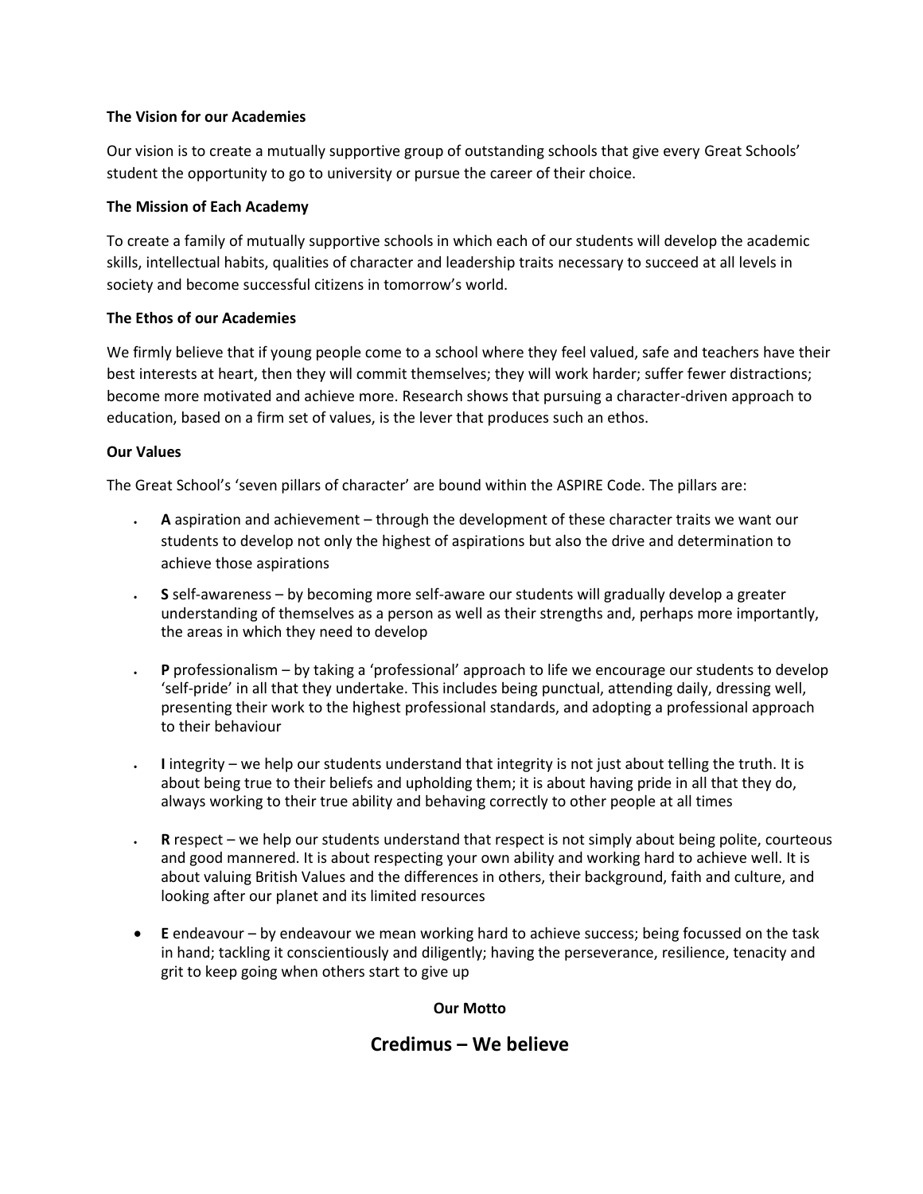**The Vision for our Academies**

Our vision is to create a mutually supportive group of outstanding schools that give every Great Schools' student the opportunity to go to university or pursue the career of their choice.

**The Mission of Each Academy**

To create a family of mutually supportive schools in which each of our students will develop the academic skills, intellectual habits, qualities of character and leadership traits necessary to succeed at all levels in society and become successful citizens in tomorrow's world.

**The Ethos of our Academies**

We firmly believe that if young people come to a school where they feel valued, safe and teachers have their best interests at heart, then they will commit themselves; they will work harder; suffer fewer distractions; become more motivated and achieve more. Research shows that pursuing a character-driven approach to education, based on a firm set of values, is the lever that produces such an ethos.

**Our Values**

The Great School's 'seven pillars of character' are bound within the ASPIRE Code. The pillars are:

- **A** aspiration and achievement – through the development of these character traits we want our students to develop not only the highest of aspirations but also the drive and determination to achieve those aspirations
- **S** self-awareness – by becoming more self-aware our students will gradually develop a greater understanding of themselves as a person as well as their strengths and, perhaps more importantly, the areas in which they need to develop
- **P** professionalism – by taking a 'professional' approach to life we encourage our students to develop 'self-pride' in all that they undertake. This includes being punctual, attending daily, dressing well, presenting their work to the highest professional standards, and adopting a professional approach to their behaviour
- **I** integrity – we help our students understand that integrity is not just about telling the truth. It is about being true to their beliefs and upholding them; it is about having pride in all that they do, always working to their true ability and behaving correctly to other people at all times
- **R** respect – we help our students understand that respect is not simply about being polite, courteous and good mannered. It is about respecting your own ability and working hard to achieve well. It is about valuing British Values and the differences in others, their background, faith and culture, and looking after our planet and its limited resources
- **E** endeavour – by endeavour we mean working hard to achieve success; being focussed on the task in hand; tackling it conscientiously and diligently; having the perseverance, resilience, tenacity and grit to keep going when others start to give up

**Our Motto**

## Credimus – We believe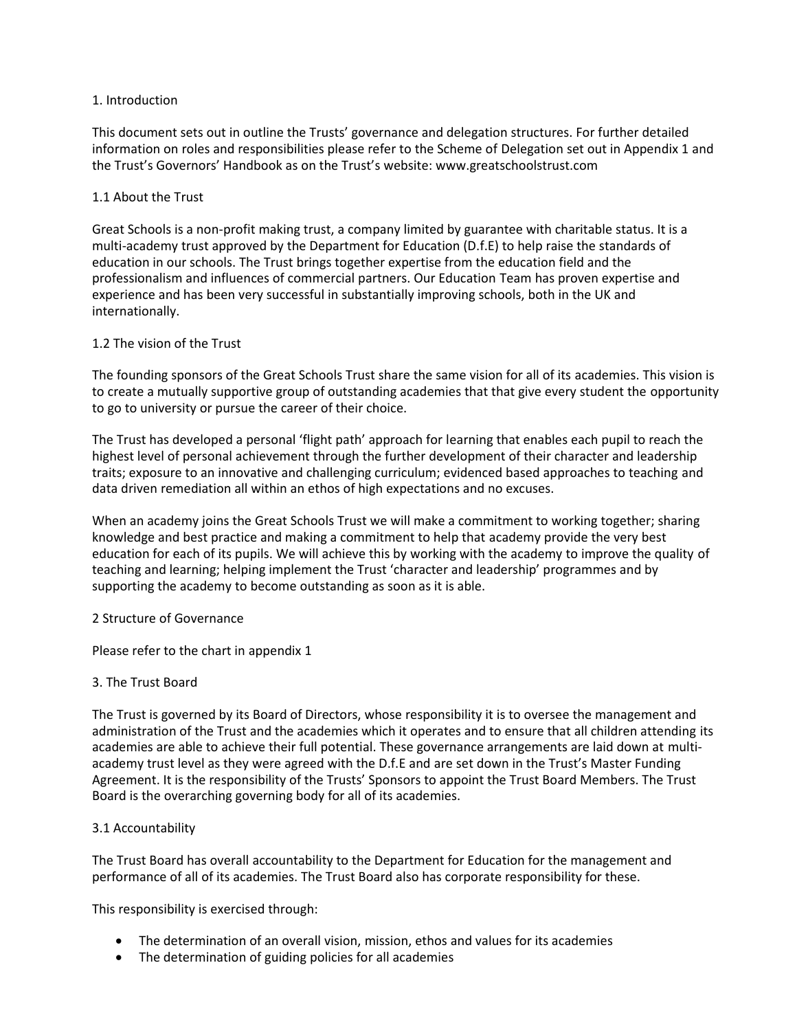## 1. Introduction

This document sets out in outline the Trusts' governance and delegation structures. For further detailed information on roles and responsibilities please refer to the Scheme of Delegation set out in Appendix 1 and the Trust's Governors' Handbook as on the Trust's website: www.greatschoolstrust.com

### 1.1 About the Trust

Great Schools is a non-profit making trust, a company limited by guarantee with charitable status. It is a multi-academy trust approved by the Department for Education (D.f.E) to help raise the standards of education in our schools. The Trust brings together expertise from the education field and the professionalism and influences of commercial partners. Our Education Team has proven expertise and experience and has been very successful in substantially improving schools, both in the UK and internationally.

### 1.2 The vision of the Trust

The founding sponsors of the Great Schools Trust share the same vision for all of its academies. This vision is to create a mutually supportive group of outstanding academies that that give every student the opportunity to go to university or pursue the career of their choice.

The Trust has developed a personal 'flight path' approach for learning that enables each pupil to reach the highest level of personal achievement through the further development of their character and leadership traits; exposure to an innovative and challenging curriculum; evidenced based approaches to teaching and data driven remediation all within an ethos of high expectations and no excuses.

When an academy joins the Great Schools Trust we will make a commitment to working together; sharing knowledge and best practice and making a commitment to help that academy provide the very best education for each of its pupils. We will achieve this by working with the academy to improve the quality of teaching and learning; helping implement the Trust 'character and leadership' programmes and by supporting the academy to become outstanding as soon as it is able.

## 2 Structure of Governance

Please refer to the chart in appendix 1

## 3. The Trust Board

The Trust is governed by its Board of Directors, whose responsibility it is to oversee the management and administration of the Trust and the academies which it operates and to ensure that all children attending its academies are able to achieve their full potential. These governance arrangements are laid down at multi-academy trust level as they were agreed with the D.f.E and are set down in the Trust's Master Funding Agreement. It is the responsibility of the Trusts' Sponsors to appoint the Trust Board Members. The Trust Board is the overarching governing body for all of its academies.

### 3.1 Accountability

The Trust Board has overall accountability to the Department for Education for the management and performance of all of its academies. The Trust Board also has corporate responsibility for these.

This responsibility is exercised through:

- The determination of an overall vision, mission, ethos and values for its academies
- The determination of guiding policies for all academies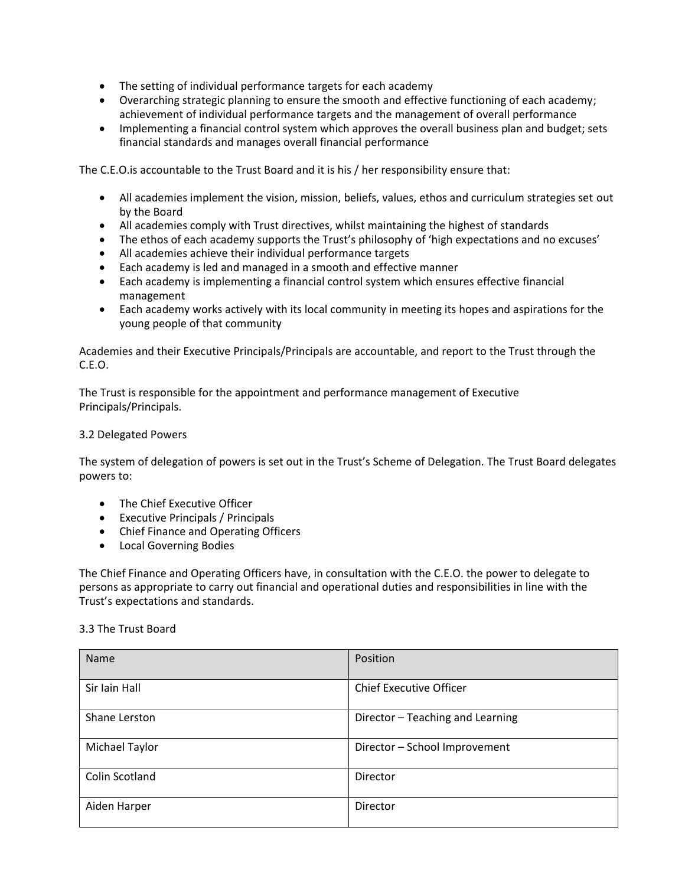- The setting of individual performance targets for each academy
- Overarching strategic planning to ensure the smooth and effective functioning of each academy; achievement of individual performance targets and the management of overall performance
- Implementing a financial control system which approves the overall business plan and budget; sets financial standards and manages overall financial performance

The C.E.O.is accountable to the Trust Board and it is his / her responsibility ensure that:

- All academies implement the vision, mission, beliefs, values, ethos and curriculum strategies set out by the Board
- All academies comply with Trust directives, whilst maintaining the highest of standards
- The ethos of each academy supports the Trust's philosophy of 'high expectations and no excuses'
- All academies achieve their individual performance targets
- Each academy is led and managed in a smooth and effective manner
- Each academy is implementing a financial control system which ensures effective financial management
- Each academy works actively with its local community in meeting its hopes and aspirations for the young people of that community

Academies and their Executive Principals/Principals are accountable, and report to the Trust through the C.E.O.

The Trust is responsible for the appointment and performance management of Executive Principals/Principals.

### 3.2 Delegated Powers

The system of delegation of powers is set out in the Trust's Scheme of Delegation. The Trust Board delegates powers to:

- The Chief Executive Officer
- Executive Principals / Principals
- Chief Finance and Operating Officers
- Local Governing Bodies

The Chief Finance and Operating Officers have, in consultation with the C.E.O. the power to delegate to persons as appropriate to carry out financial and operational duties and responsibilities in line with the Trust's expectations and standards.

### 3.3 The Trust Board

| Name | Position |
|---|---|
| Sir Iain Hall | Chief Executive Officer |
| Shane Lerston | Director – Teaching and Learning |
| Michael Taylor | Director – School Improvement |
| Colin Scotland | Director |
| Aiden Harper | Director |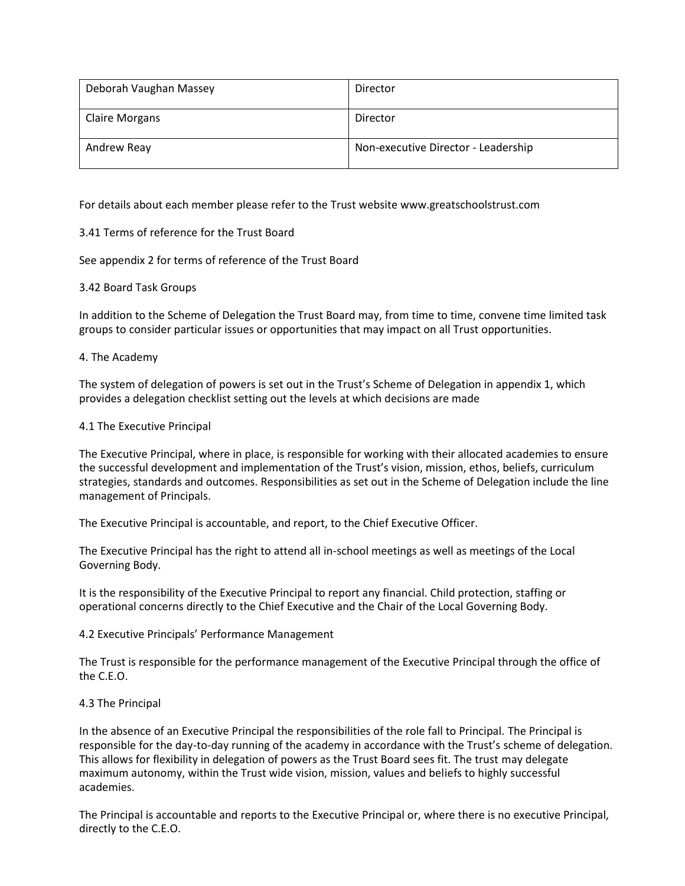| Deborah Vaughan Massey | Director |
| --- | --- |
| Claire Morgans | Director |
| Andrew Reay | Non-executive Director - Leadership |

For details about each member please refer to the Trust website www.greatschoolstrust.com

3.41 Terms of reference for the Trust Board

See appendix 2 for terms of reference of the Trust Board

3.42 Board Task Groups

In addition to the Scheme of Delegation the Trust Board may, from time to time, convene time limited task groups to consider particular issues or opportunities that may impact on all Trust opportunities.

4. The Academy

The system of delegation of powers is set out in the Trust's Scheme of Delegation in appendix 1, which provides a delegation checklist setting out the levels at which decisions are made

4.1 The Executive Principal

The Executive Principal, where in place, is responsible for working with their allocated academies to ensure the successful development and implementation of the Trust's vision, mission, ethos, beliefs, curriculum strategies, standards and outcomes. Responsibilities as set out in the Scheme of Delegation include the line management of Principals.

The Executive Principal is accountable, and report, to the Chief Executive Officer.

The Executive Principal has the right to attend all in-school meetings as well as meetings of the Local Governing Body.

It is the responsibility of the Executive Principal to report any financial. Child protection, staffing or operational concerns directly to the Chief Executive and the Chair of the Local Governing Body.

4.2 Executive Principals' Performance Management

The Trust is responsible for the performance management of the Executive Principal through the office of the C.E.O.

4.3 The Principal

In the absence of an Executive Principal the responsibilities of the role fall to Principal. The Principal is responsible for the day-to-day running of the academy in accordance with the Trust's scheme of delegation. This allows for flexibility in delegation of powers as the Trust Board sees fit. The trust may delegate maximum autonomy, within the Trust wide vision, mission, values and beliefs to highly successful academies.

The Principal is accountable and reports to the Executive Principal or, where there is no executive Principal, directly to the C.E.O.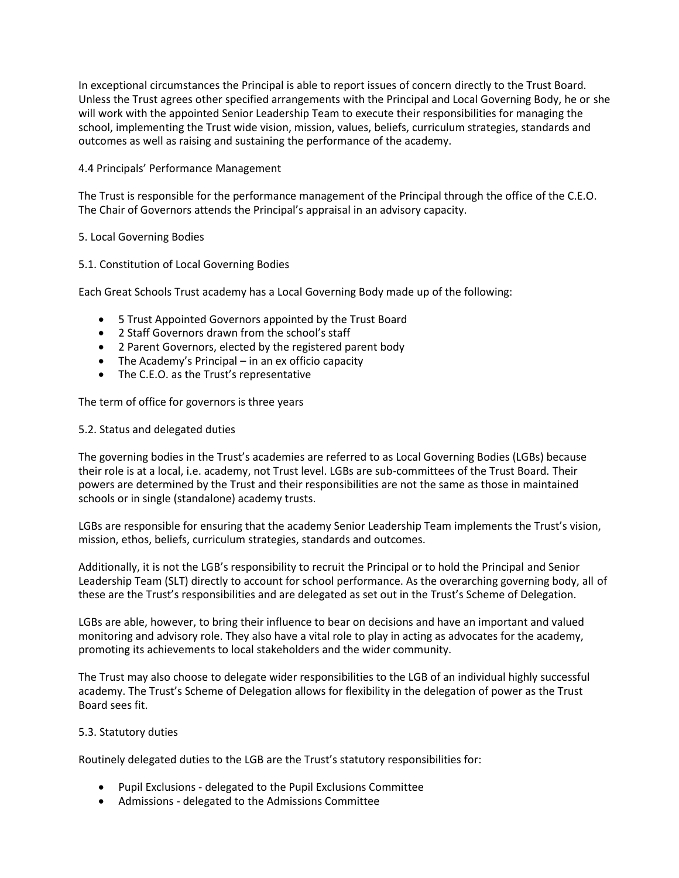In exceptional circumstances the Principal is able to report issues of concern directly to the Trust Board. Unless the Trust agrees other specified arrangements with the Principal and Local Governing Body, he or she will work with the appointed Senior Leadership Team to execute their responsibilities for managing the school, implementing the Trust wide vision, mission, values, beliefs, curriculum strategies, standards and outcomes as well as raising and sustaining the performance of the academy.

### 4.4 Principals' Performance Management

The Trust is responsible for the performance management of the Principal through the office of the C.E.O. The Chair of Governors attends the Principal's appraisal in an advisory capacity.

## 5. Local Governing Bodies

### 5.1. Constitution of Local Governing Bodies

Each Great Schools Trust academy has a Local Governing Body made up of the following:

- 5 Trust Appointed Governors appointed by the Trust Board
- 2 Staff Governors drawn from the school's staff
- 2 Parent Governors, elected by the registered parent body
- The Academy's Principal – in an ex officio capacity
- The C.E.O. as the Trust's representative

The term of office for governors is three years

### 5.2. Status and delegated duties

The governing bodies in the Trust's academies are referred to as Local Governing Bodies (LGBs) because their role is at a local, i.e. academy, not Trust level. LGBs are sub-committees of the Trust Board. Their powers are determined by the Trust and their responsibilities are not the same as those in maintained schools or in single (standalone) academy trusts.

LGBs are responsible for ensuring that the academy Senior Leadership Team implements the Trust's vision, mission, ethos, beliefs, curriculum strategies, standards and outcomes.

Additionally, it is not the LGB's responsibility to recruit the Principal or to hold the Principal and Senior Leadership Team (SLT) directly to account for school performance. As the overarching governing body, all of these are the Trust's responsibilities and are delegated as set out in the Trust's Scheme of Delegation.

LGBs are able, however, to bring their influence to bear on decisions and have an important and valued monitoring and advisory role. They also have a vital role to play in acting as advocates for the academy, promoting its achievements to local stakeholders and the wider community.

The Trust may also choose to delegate wider responsibilities to the LGB of an individual highly successful academy. The Trust's Scheme of Delegation allows for flexibility in the delegation of power as the Trust Board sees fit.

### 5.3. Statutory duties

Routinely delegated duties to the LGB are the Trust's statutory responsibilities for:

- Pupil Exclusions - delegated to the Pupil Exclusions Committee
- Admissions - delegated to the Admissions Committee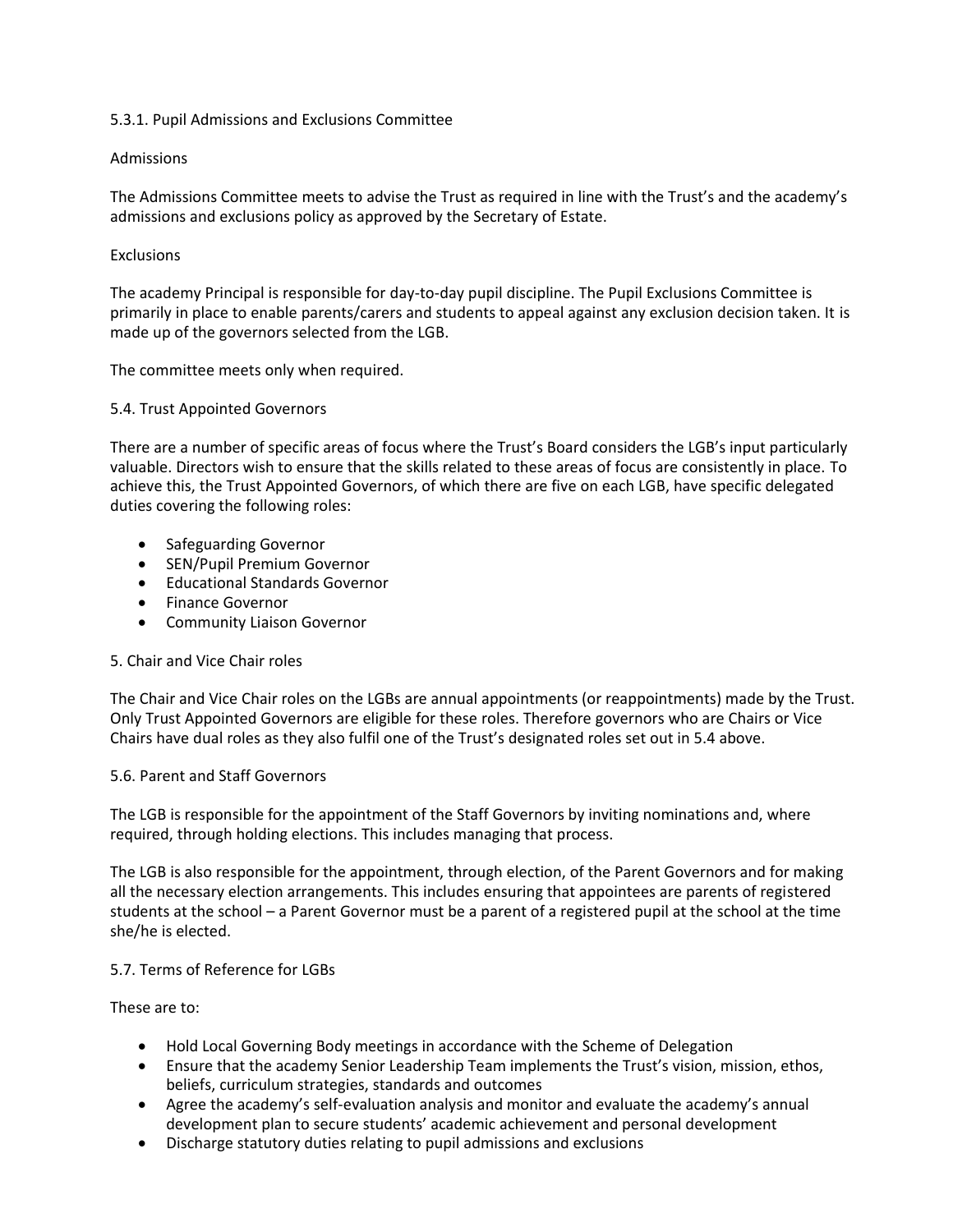### 5.3.1. Pupil Admissions and Exclusions Committee

#### Admissions

The Admissions Committee meets to advise the Trust as required in line with the Trust's and the academy's admissions and exclusions policy as approved by the Secretary of Estate.

#### Exclusions

The academy Principal is responsible for day-to-day pupil discipline. The Pupil Exclusions Committee is primarily in place to enable parents/carers and students to appeal against any exclusion decision taken. It is made up of the governors selected from the LGB.

The committee meets only when required.

### 5.4. Trust Appointed Governors

There are a number of specific areas of focus where the Trust's Board considers the LGB's input particularly valuable. Directors wish to ensure that the skills related to these areas of focus are consistently in place. To achieve this, the Trust Appointed Governors, of which there are five on each LGB, have specific delegated duties covering the following roles:

- Safeguarding Governor
- SEN/Pupil Premium Governor
- Educational Standards Governor
- Finance Governor
- Community Liaison Governor

### 5. Chair and Vice Chair roles

The Chair and Vice Chair roles on the LGBs are annual appointments (or reappointments) made by the Trust. Only Trust Appointed Governors are eligible for these roles. Therefore governors who are Chairs or Vice Chairs have dual roles as they also fulfil one of the Trust's designated roles set out in 5.4 above.

### 5.6. Parent and Staff Governors

The LGB is responsible for the appointment of the Staff Governors by inviting nominations and, where required, through holding elections. This includes managing that process.

The LGB is also responsible for the appointment, through election, of the Parent Governors and for making all the necessary election arrangements. This includes ensuring that appointees are parents of registered students at the school – a Parent Governor must be a parent of a registered pupil at the school at the time she/he is elected.

### 5.7. Terms of Reference for LGBs

These are to:

- Hold Local Governing Body meetings in accordance with the Scheme of Delegation
- Ensure that the academy Senior Leadership Team implements the Trust's vision, mission, ethos, beliefs, curriculum strategies, standards and outcomes
- Agree the academy's self-evaluation analysis and monitor and evaluate the academy's annual development plan to secure students' academic achievement and personal development
- Discharge statutory duties relating to pupil admissions and exclusions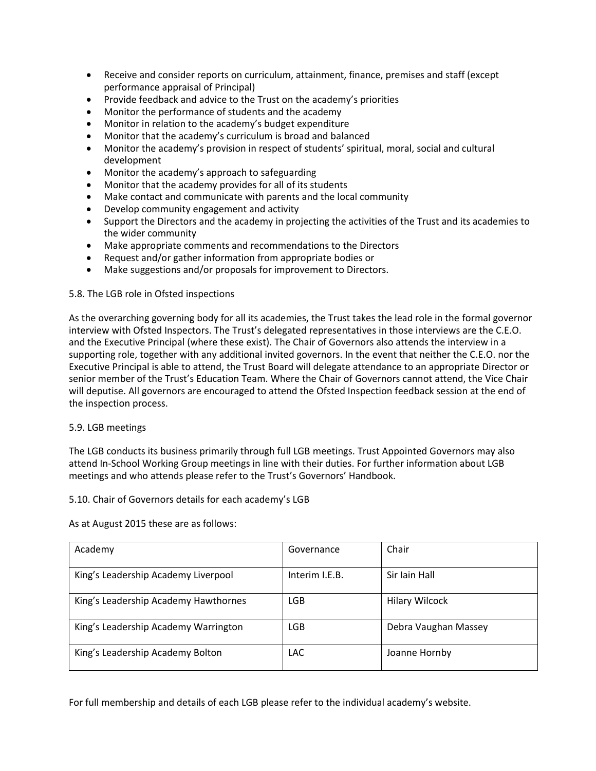- Receive and consider reports on curriculum, attainment, finance, premises and staff (except performance appraisal of Principal)
- Provide feedback and advice to the Trust on the academy's priorities
- Monitor the performance of students and the academy
- Monitor in relation to the academy's budget expenditure
- Monitor that the academy's curriculum is broad and balanced
- Monitor the academy's provision in respect of students' spiritual, moral, social and cultural development
- Monitor the academy's approach to safeguarding
- Monitor that the academy provides for all of its students
- Make contact and communicate with parents and the local community
- Develop community engagement and activity
- Support the Directors and the academy in projecting the activities of the Trust and its academies to the wider community
- Make appropriate comments and recommendations to the Directors
- Request and/or gather information from appropriate bodies or
- Make suggestions and/or proposals for improvement to Directors.

5.8. The LGB role in Ofsted inspections

As the overarching governing body for all its academies, the Trust takes the lead role in the formal governor interview with Ofsted Inspectors. The Trust's delegated representatives in those interviews are the C.E.O. and the Executive Principal (where these exist). The Chair of Governors also attends the interview in a supporting role, together with any additional invited governors. In the event that neither the C.E.O. nor the Executive Principal is able to attend, the Trust Board will delegate attendance to an appropriate Director or senior member of the Trust's Education Team. Where the Chair of Governors cannot attend, the Vice Chair will deputise. All governors are encouraged to attend the Ofsted Inspection feedback session at the end of the inspection process.

5.9. LGB meetings

The LGB conducts its business primarily through full LGB meetings. Trust Appointed Governors may also attend In-School Working Group meetings in line with their duties. For further information about LGB meetings and who attends please refer to the Trust's Governors' Handbook.

5.10. Chair of Governors details for each academy's LGB

As at August 2015 these are as follows:

| Academy | Governance | Chair |
|---|---|---|
| King's Leadership Academy Liverpool | Interim I.E.B. | Sir Iain Hall |
| King's Leadership Academy Hawthornes | LGB | Hilary Wilcock |
| King's Leadership Academy Warrington | LGB | Debra Vaughan Massey |
| King's Leadership Academy Bolton | LAC | Joanne Hornby |

For full membership and details of each LGB please refer to the individual academy's website.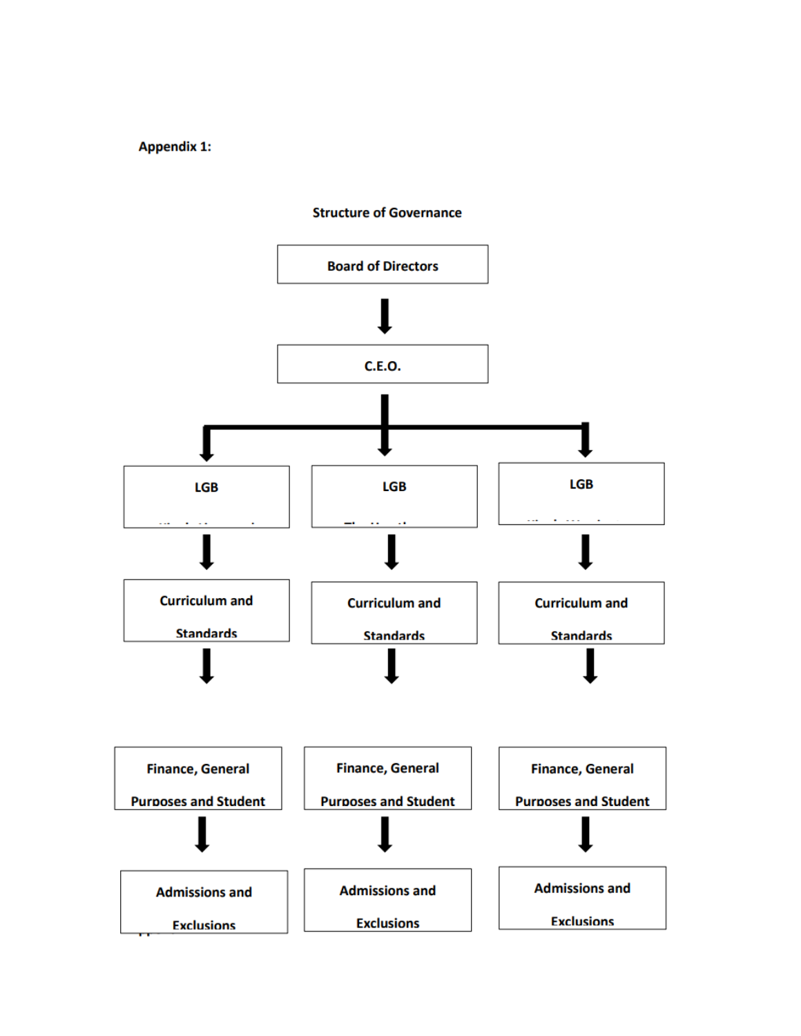**Appendix 1:**

**Structure of Governance**

- **Board of Directors**
  - **C.E.O.**
    - **LGB**
      - Curriculum and Standards
        - Finance, General Purposes and Student
          - Admissions and Exclusions
    - **LGB**
      - Curriculum and Standards
        - Finance, General Purposes and Student
          - Admissions and Exclusions
    - **LGB**
      - Curriculum and Standards
        - Finance, General Purposes and Student
          - Admissions and Exclusions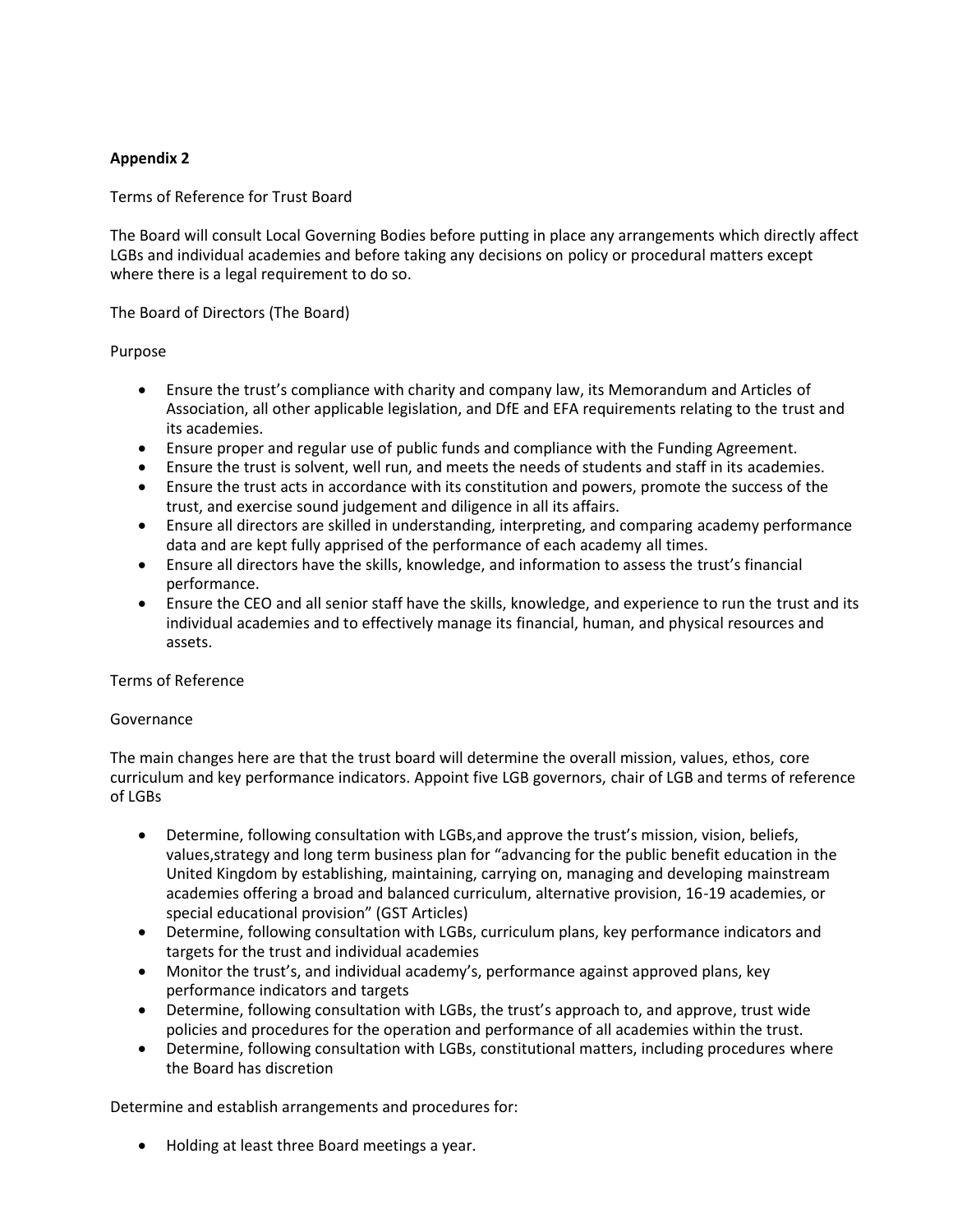**Appendix 2**

Terms of Reference for Trust Board

The Board will consult Local Governing Bodies before putting in place any arrangements which directly affect LGBs and individual academies and before taking any decisions on policy or procedural matters except where there is a legal requirement to do so.

The Board of Directors (The Board)

Purpose

- Ensure the trust's compliance with charity and company law, its Memorandum and Articles of Association, all other applicable legislation, and DfE and EFA requirements relating to the trust and its academies.
- Ensure proper and regular use of public funds and compliance with the Funding Agreement.
- Ensure the trust is solvent, well run, and meets the needs of students and staff in its academies.
- Ensure the trust acts in accordance with its constitution and powers, promote the success of the trust, and exercise sound judgement and diligence in all its affairs.
- Ensure all directors are skilled in understanding, interpreting, and comparing academy performance data and are kept fully apprised of the performance of each academy all times.
- Ensure all directors have the skills, knowledge, and information to assess the trust's financial performance.
- Ensure the CEO and all senior staff have the skills, knowledge, and experience to run the trust and its individual academies and to effectively manage its financial, human, and physical resources and assets.

Terms of Reference

Governance

The main changes here are that the trust board will determine the overall mission, values, ethos, core curriculum and key performance indicators. Appoint five LGB governors, chair of LGB and terms of reference of LGBs

- Determine, following consultation with LGBs,and approve the trust's mission, vision, beliefs, values,strategy and long term business plan for "advancing for the public benefit education in the United Kingdom by establishing, maintaining, carrying on, managing and developing mainstream academies offering a broad and balanced curriculum, alternative provision, 16-19 academies, or special educational provision" (GST Articles)
- Determine, following consultation with LGBs, curriculum plans, key performance indicators and targets for the trust and individual academies
- Monitor the trust's, and individual academy's, performance against approved plans, key performance indicators and targets
- Determine, following consultation with LGBs, the trust's approach to, and approve, trust wide policies and procedures for the operation and performance of all academies within the trust.
- Determine, following consultation with LGBs, constitutional matters, including procedures where the Board has discretion

Determine and establish arrangements and procedures for:

- Holding at least three Board meetings a year.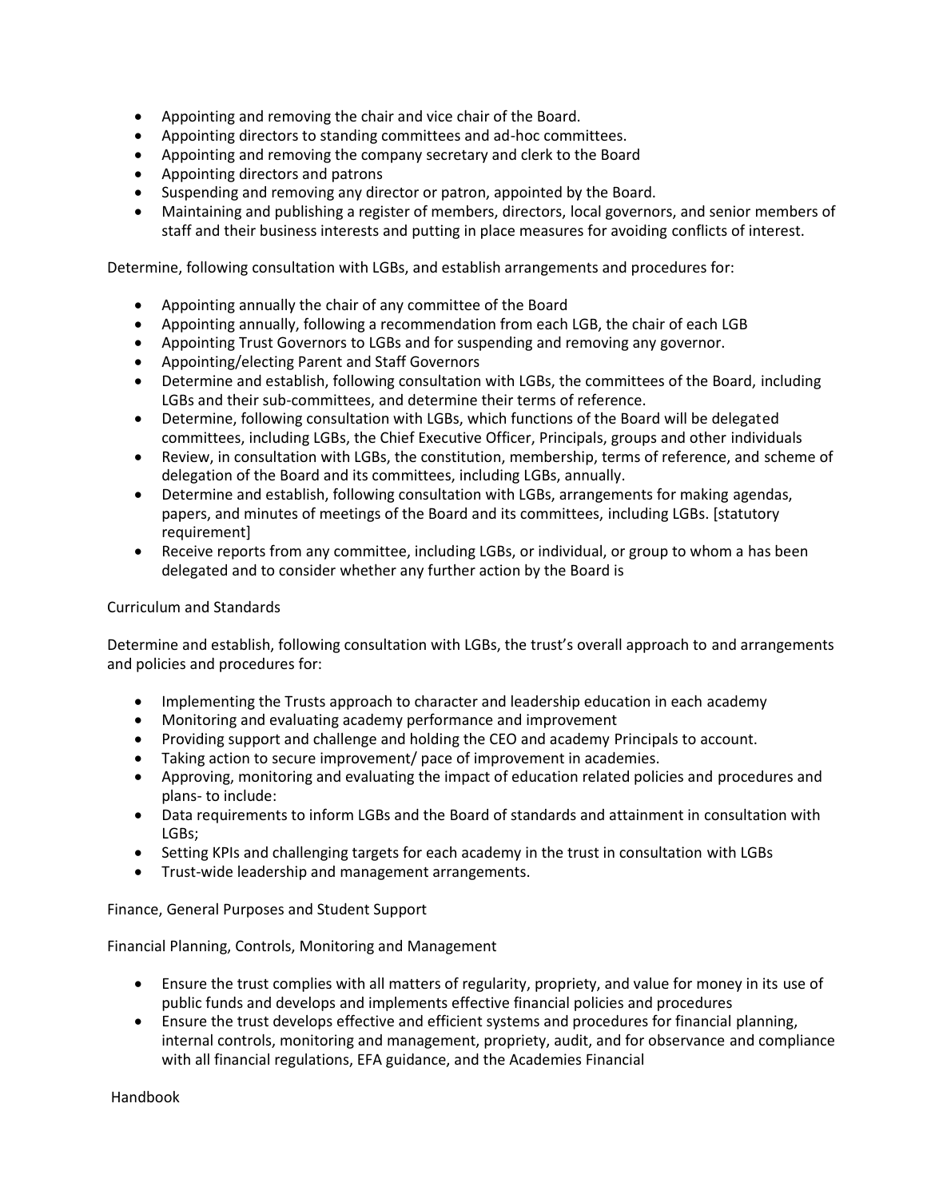- Appointing and removing the chair and vice chair of the Board.
- Appointing directors to standing committees and ad-hoc committees.
- Appointing and removing the company secretary and clerk to the Board
- Appointing directors and patrons
- Suspending and removing any director or patron, appointed by the Board.
- Maintaining and publishing a register of members, directors, local governors, and senior members of staff and their business interests and putting in place measures for avoiding conflicts of interest.

Determine, following consultation with LGBs, and establish arrangements and procedures for:

- Appointing annually the chair of any committee of the Board
- Appointing annually, following a recommendation from each LGB, the chair of each LGB
- Appointing Trust Governors to LGBs and for suspending and removing any governor.
- Appointing/electing Parent and Staff Governors
- Determine and establish, following consultation with LGBs, the committees of the Board, including LGBs and their sub-committees, and determine their terms of reference.
- Determine, following consultation with LGBs, which functions of the Board will be delegated committees, including LGBs, the Chief Executive Officer, Principals, groups and other individuals
- Review, in consultation with LGBs, the constitution, membership, terms of reference, and scheme of delegation of the Board and its committees, including LGBs, annually.
- Determine and establish, following consultation with LGBs, arrangements for making agendas, papers, and minutes of meetings of the Board and its committees, including LGBs. [statutory requirement]
- Receive reports from any committee, including LGBs, or individual, or group to whom a has been delegated and to consider whether any further action by the Board is

Curriculum and Standards

Determine and establish, following consultation with LGBs, the trust's overall approach to and arrangements and policies and procedures for:

- Implementing the Trusts approach to character and leadership education in each academy
- Monitoring and evaluating academy performance and improvement
- Providing support and challenge and holding the CEO and academy Principals to account.
- Taking action to secure improvement/ pace of improvement in academies.
- Approving, monitoring and evaluating the impact of education related policies and procedures and plans- to include:
- Data requirements to inform LGBs and the Board of standards and attainment in consultation with LGBs;
- Setting KPIs and challenging targets for each academy in the trust in consultation with LGBs
- Trust-wide leadership and management arrangements.

Finance, General Purposes and Student Support

Financial Planning, Controls, Monitoring and Management

- Ensure the trust complies with all matters of regularity, propriety, and value for money in its use of public funds and develops and implements effective financial policies and procedures
- Ensure the trust develops effective and efficient systems and procedures for financial planning, internal controls, monitoring and management, propriety, audit, and for observance and compliance with all financial regulations, EFA guidance, and the Academies Financial

Handbook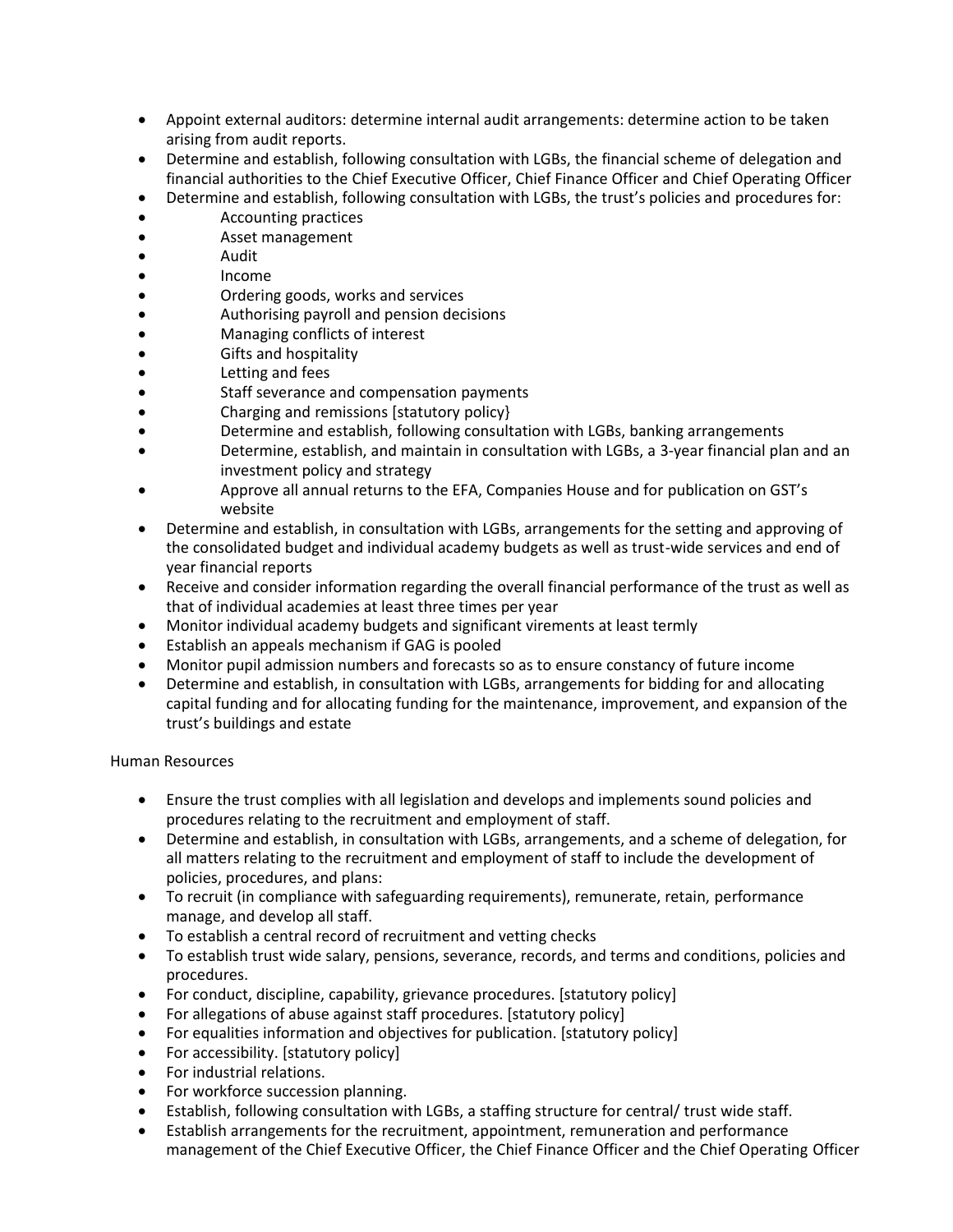- Appoint external auditors: determine internal audit arrangements: determine action to be taken arising from audit reports.
- Determine and establish, following consultation with LGBs, the financial scheme of delegation and financial authorities to the Chief Executive Officer, Chief Finance Officer and Chief Operating Officer
- Determine and establish, following consultation with LGBs, the trust's policies and procedures for:
- Accounting practices
- Asset management
- Audit
- Income
- Ordering goods, works and services
- Authorising payroll and pension decisions
- Managing conflicts of interest
- Gifts and hospitality
- Letting and fees
- Staff severance and compensation payments
- Charging and remissions [statutory policy}
- Determine and establish, following consultation with LGBs, banking arrangements
- Determine, establish, and maintain in consultation with LGBs, a 3-year financial plan and an investment policy and strategy
- Approve all annual returns to the EFA, Companies House and for publication on GST's website
- Determine and establish, in consultation with LGBs, arrangements for the setting and approving of the consolidated budget and individual academy budgets as well as trust-wide services and end of year financial reports
- Receive and consider information regarding the overall financial performance of the trust as well as that of individual academies at least three times per year
- Monitor individual academy budgets and significant virements at least termly
- Establish an appeals mechanism if GAG is pooled
- Monitor pupil admission numbers and forecasts so as to ensure constancy of future income
- Determine and establish, in consultation with LGBs, arrangements for bidding for and allocating capital funding and for allocating funding for the maintenance, improvement, and expansion of the trust's buildings and estate

Human Resources

- Ensure the trust complies with all legislation and develops and implements sound policies and procedures relating to the recruitment and employment of staff.
- Determine and establish, in consultation with LGBs, arrangements, and a scheme of delegation, for all matters relating to the recruitment and employment of staff to include the development of policies, procedures, and plans:
- To recruit (in compliance with safeguarding requirements), remunerate, retain, performance manage, and develop all staff.
- To establish a central record of recruitment and vetting checks
- To establish trust wide salary, pensions, severance, records, and terms and conditions, policies and procedures.
- For conduct, discipline, capability, grievance procedures. [statutory policy]
- For allegations of abuse against staff procedures. [statutory policy]
- For equalities information and objectives for publication. [statutory policy]
- For accessibility. [statutory policy]
- For industrial relations.
- For workforce succession planning.
- Establish, following consultation with LGBs, a staffing structure for central/ trust wide staff.
- Establish arrangements for the recruitment, appointment, remuneration and performance management of the Chief Executive Officer, the Chief Finance Officer and the Chief Operating Officer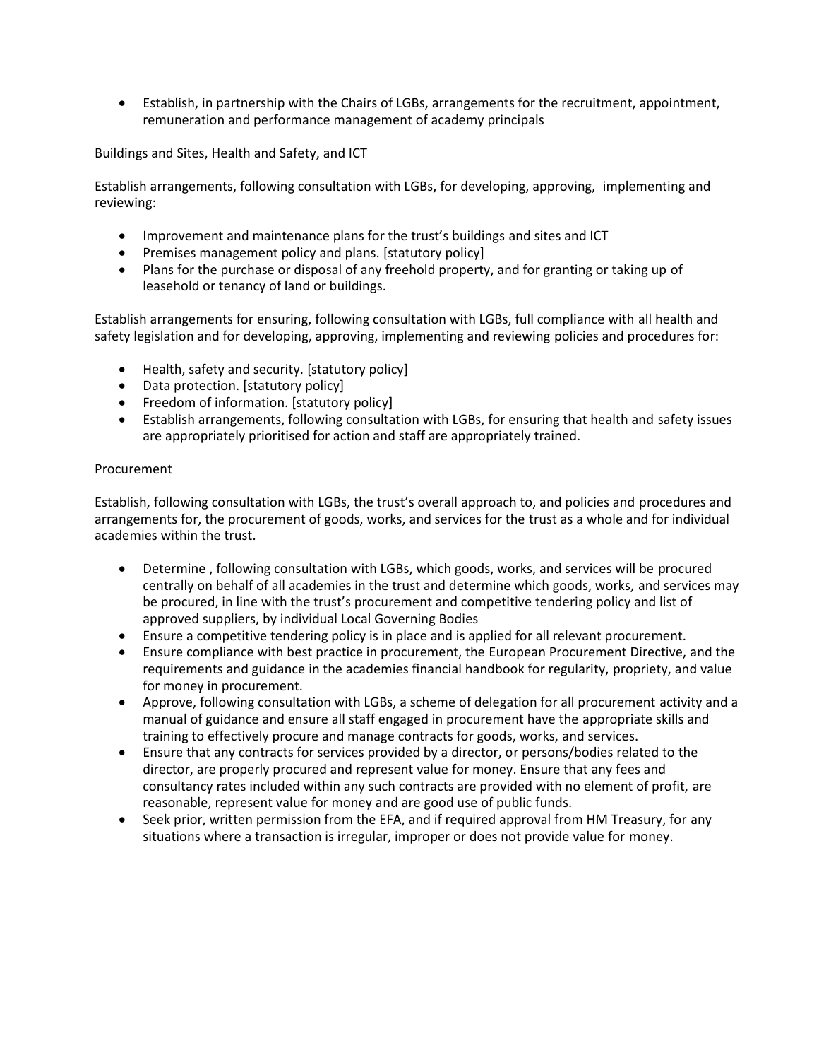- Establish, in partnership with the Chairs of LGBs, arrangements for the recruitment, appointment, remuneration and performance management of academy principals

Buildings and Sites, Health and Safety, and ICT

Establish arrangements, following consultation with LGBs, for developing, approving, implementing and reviewing:

- Improvement and maintenance plans for the trust's buildings and sites and ICT
- Premises management policy and plans. [statutory policy]
- Plans for the purchase or disposal of any freehold property, and for granting or taking up of leasehold or tenancy of land or buildings.

Establish arrangements for ensuring, following consultation with LGBs, full compliance with all health and safety legislation and for developing, approving, implementing and reviewing policies and procedures for:

- Health, safety and security. [statutory policy]
- Data protection. [statutory policy]
- Freedom of information. [statutory policy]
- Establish arrangements, following consultation with LGBs, for ensuring that health and safety issues are appropriately prioritised for action and staff are appropriately trained.

Procurement

Establish, following consultation with LGBs, the trust's overall approach to, and policies and procedures and arrangements for, the procurement of goods, works, and services for the trust as a whole and for individual academies within the trust.

- Determine , following consultation with LGBs, which goods, works, and services will be procured centrally on behalf of all academies in the trust and determine which goods, works, and services may be procured, in line with the trust's procurement and competitive tendering policy and list of approved suppliers, by individual Local Governing Bodies
- Ensure a competitive tendering policy is in place and is applied for all relevant procurement.
- Ensure compliance with best practice in procurement, the European Procurement Directive, and the requirements and guidance in the academies financial handbook for regularity, propriety, and value for money in procurement.
- Approve, following consultation with LGBs, a scheme of delegation for all procurement activity and a manual of guidance and ensure all staff engaged in procurement have the appropriate skills and training to effectively procure and manage contracts for goods, works, and services.
- Ensure that any contracts for services provided by a director, or persons/bodies related to the director, are properly procured and represent value for money. Ensure that any fees and consultancy rates included within any such contracts are provided with no element of profit, are reasonable, represent value for money and are good use of public funds.
- Seek prior, written permission from the EFA, and if required approval from HM Treasury, for any situations where a transaction is irregular, improper or does not provide value for money.